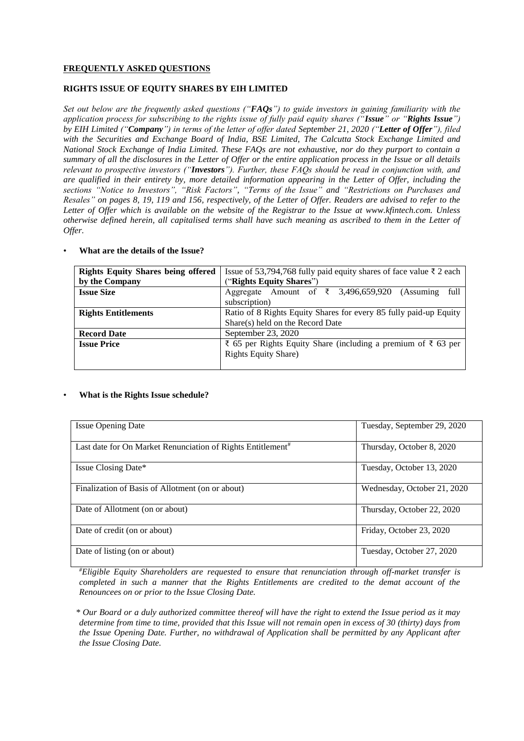**FREQUENTLY ASKED QUESTIONS**

**RIGHTS ISSUE OF EQUITY SHARES BY EIH LIMITED**

*Set out below are the frequently asked questions ("**FAQs**") to guide investors in gaining familiarity with the application process for subscribing to the rights issue of fully paid equity shares ("**Issue**" or "**Rights Issue**") by EIH Limited ("**Company**") in terms of the letter of offer dated September 21, 2020 ("**Letter of Offer**"), filed with the Securities and Exchange Board of India, BSE Limited, The Calcutta Stock Exchange Limited and National Stock Exchange of India Limited. These FAQs are not exhaustive, nor do they purport to contain a summary of all the disclosures in the Letter of Offer or the entire application process in the Issue or all details relevant to prospective investors ("**Investors**"). Further, these FAQs should be read in conjunction with, and are qualified in their entirety by, more detailed information appearing in the Letter of Offer, including the sections "Notice to Investors", "Risk Factors", "Terms of the Issue" and "Restrictions on Purchases and Resales" on pages 8, 19, 119 and 156, respectively, of the Letter of Offer. Readers are advised to refer to the Letter of Offer which is available on the website of the Registrar to the Issue at www.kfintech.com. Unless otherwise defined herein, all capitalised terms shall have such meaning as ascribed to them in the Letter of Offer.*

- **What are the details of the Issue?**

| **Rights Equity Shares being offered by the Company** | Issue of 53,794,768 fully paid equity shares of face value ₹ 2 each ("**Rights Equity Shares**") |
|---|---|
| **Issue Size** | Aggregate Amount of ₹ 3,496,659,920 (Assuming full subscription) |
| **Rights Entitlements** | Ratio of 8 Rights Equity Shares for every 85 fully paid-up Equity Share(s) held on the Record Date |
| **Record Date** | September 23, 2020 |
| **Issue Price** | ₹ 65 per Rights Equity Share (including a premium of ₹ 63 per Rights Equity Share) |

- **What is the Rights Issue schedule?**

| Issue Opening Date | Tuesday, September 29, 2020 |
|---|---|
| Last date for On Market Renunciation of Rights Entitlement# | Thursday, October 8, 2020 |
| Issue Closing Date* | Tuesday, October 13, 2020 |
| Finalization of Basis of Allotment (on or about) | Wednesday, October 21, 2020 |
| Date of Allotment (on or about) | Thursday, October 22, 2020 |
| Date of credit (on or about) | Friday, October 23, 2020 |
| Date of listing (on or about) | Tuesday, October 27, 2020 |

*#Eligible Equity Shareholders are requested to ensure that renunciation through off-market transfer is completed in such a manner that the Rights Entitlements are credited to the demat account of the Renouncees on or prior to the Issue Closing Date.*

*\* Our Board or a duly authorized committee thereof will have the right to extend the Issue period as it may determine from time to time, provided that this Issue will not remain open in excess of 30 (thirty) days from the Issue Opening Date. Further, no withdrawal of Application shall be permitted by any Applicant after the Issue Closing Date.*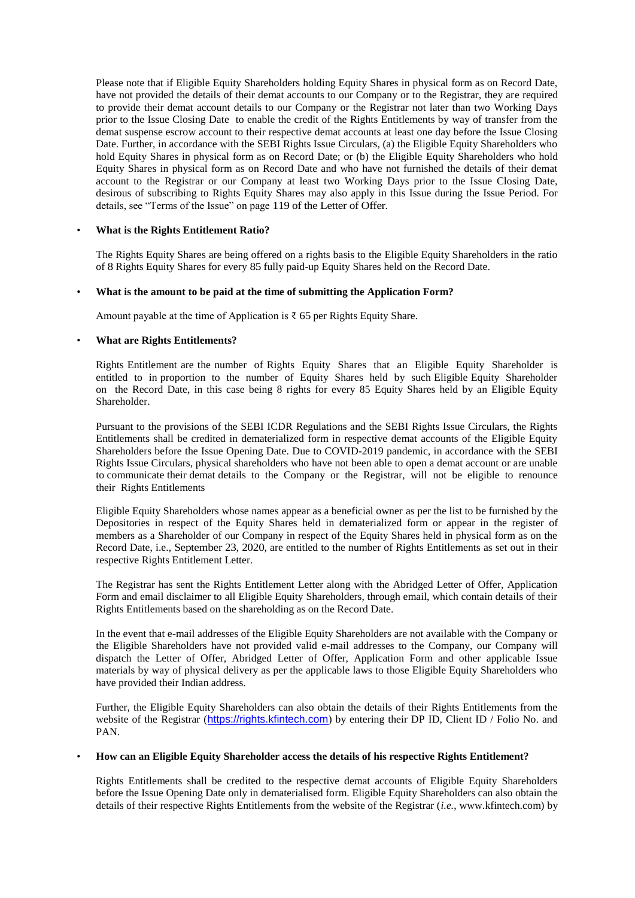Please note that if Eligible Equity Shareholders holding Equity Shares in physical form as on Record Date, have not provided the details of their demat accounts to our Company or to the Registrar, they are required to provide their demat account details to our Company or the Registrar not later than two Working Days prior to the Issue Closing Date to enable the credit of the Rights Entitlements by way of transfer from the demat suspense escrow account to their respective demat accounts at least one day before the Issue Closing Date. Further, in accordance with the SEBI Rights Issue Circulars, (a) the Eligible Equity Shareholders who hold Equity Shares in physical form as on Record Date; or (b) the Eligible Equity Shareholders who hold Equity Shares in physical form as on Record Date and who have not furnished the details of their demat account to the Registrar or our Company at least two Working Days prior to the Issue Closing Date, desirous of subscribing to Rights Equity Shares may also apply in this Issue during the Issue Period. For details, see "Terms of the Issue" on page 119 of the Letter of Offer.

- **What is the Rights Entitlement Ratio?**

  The Rights Equity Shares are being offered on a rights basis to the Eligible Equity Shareholders in the ratio of 8 Rights Equity Shares for every 85 fully paid-up Equity Shares held on the Record Date.

- **What is the amount to be paid at the time of submitting the Application Form?**

  Amount payable at the time of Application is ₹ 65 per Rights Equity Share.

- **What are Rights Entitlements?**

  Rights Entitlement are the number of Rights Equity Shares that an Eligible Equity Shareholder is entitled to in proportion to the number of Equity Shares held by such Eligible Equity Shareholder on the Record Date, in this case being 8 rights for every 85 Equity Shares held by an Eligible Equity Shareholder.

  Pursuant to the provisions of the SEBI ICDR Regulations and the SEBI Rights Issue Circulars, the Rights Entitlements shall be credited in dematerialized form in respective demat accounts of the Eligible Equity Shareholders before the Issue Opening Date. Due to COVID-2019 pandemic, in accordance with the SEBI Rights Issue Circulars, physical shareholders who have not been able to open a demat account or are unable to communicate their demat details to the Company or the Registrar, will not be eligible to renounce their Rights Entitlements

  Eligible Equity Shareholders whose names appear as a beneficial owner as per the list to be furnished by the Depositories in respect of the Equity Shares held in dematerialized form or appear in the register of members as a Shareholder of our Company in respect of the Equity Shares held in physical form as on the Record Date, i.e., September 23, 2020, are entitled to the number of Rights Entitlements as set out in their respective Rights Entitlement Letter.

  The Registrar has sent the Rights Entitlement Letter along with the Abridged Letter of Offer, Application Form and email disclaimer to all Eligible Equity Shareholders, through email, which contain details of their Rights Entitlements based on the shareholding as on the Record Date.

  In the event that e-mail addresses of the Eligible Equity Shareholders are not available with the Company or the Eligible Shareholders have not provided valid e-mail addresses to the Company, our Company will dispatch the Letter of Offer, Abridged Letter of Offer, Application Form and other applicable Issue materials by way of physical delivery as per the applicable laws to those Eligible Equity Shareholders who have provided their Indian address.

  Further, the Eligible Equity Shareholders can also obtain the details of their Rights Entitlements from the website of the Registrar (https://rights.kfintech.com) by entering their DP ID, Client ID / Folio No. and PAN.

- **How can an Eligible Equity Shareholder access the details of his respective Rights Entitlement?**

  Rights Entitlements shall be credited to the respective demat accounts of Eligible Equity Shareholders before the Issue Opening Date only in dematerialised form. Eligible Equity Shareholders can also obtain the details of their respective Rights Entitlements from the website of the Registrar (*i.e.*, www.kfintech.com) by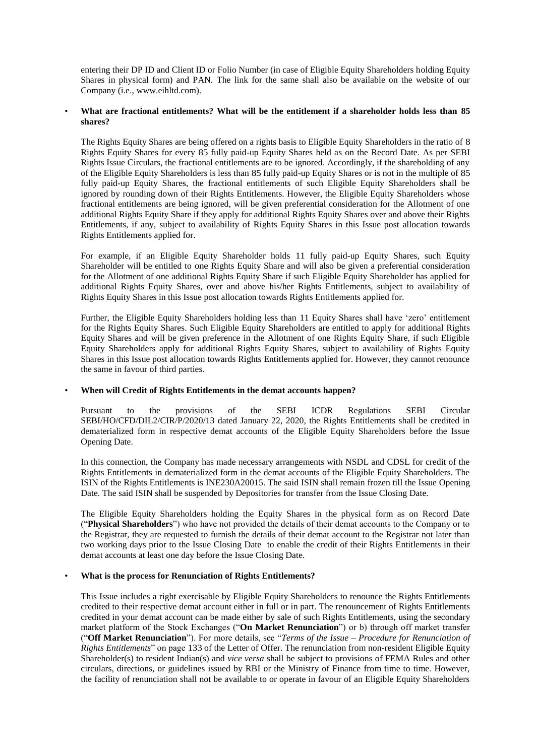entering their DP ID and Client ID or Folio Number (in case of Eligible Equity Shareholders holding Equity Shares in physical form) and PAN. The link for the same shall also be available on the website of our Company (i.e., www.eihltd.com).

- **What are fractional entitlements? What will be the entitlement if a shareholder holds less than 85 shares?**

  The Rights Equity Shares are being offered on a rights basis to Eligible Equity Shareholders in the ratio of 8 Rights Equity Shares for every 85 fully paid-up Equity Shares held as on the Record Date. As per SEBI Rights Issue Circulars, the fractional entitlements are to be ignored. Accordingly, if the shareholding of any of the Eligible Equity Shareholders is less than 85 fully paid-up Equity Shares or is not in the multiple of 85 fully paid-up Equity Shares, the fractional entitlements of such Eligible Equity Shareholders shall be ignored by rounding down of their Rights Entitlements. However, the Eligible Equity Shareholders whose fractional entitlements are being ignored, will be given preferential consideration for the Allotment of one additional Rights Equity Share if they apply for additional Rights Equity Shares over and above their Rights Entitlements, if any, subject to availability of Rights Equity Shares in this Issue post allocation towards Rights Entitlements applied for.

  For example, if an Eligible Equity Shareholder holds 11 fully paid-up Equity Shares, such Equity Shareholder will be entitled to one Rights Equity Share and will also be given a preferential consideration for the Allotment of one additional Rights Equity Share if such Eligible Equity Shareholder has applied for additional Rights Equity Shares, over and above his/her Rights Entitlements, subject to availability of Rights Equity Shares in this Issue post allocation towards Rights Entitlements applied for.

  Further, the Eligible Equity Shareholders holding less than 11 Equity Shares shall have 'zero' entitlement for the Rights Equity Shares. Such Eligible Equity Shareholders are entitled to apply for additional Rights Equity Shares and will be given preference in the Allotment of one Rights Equity Share, if such Eligible Equity Shareholders apply for additional Rights Equity Shares, subject to availability of Rights Equity Shares in this Issue post allocation towards Rights Entitlements applied for. However, they cannot renounce the same in favour of third parties.

- **When will Credit of Rights Entitlements in the demat accounts happen?**

  Pursuant to the provisions of the SEBI ICDR Regulations SEBI Circular SEBI/HO/CFD/DIL2/CIR/P/2020/13 dated January 22, 2020, the Rights Entitlements shall be credited in dematerialized form in respective demat accounts of the Eligible Equity Shareholders before the Issue Opening Date.

  In this connection, the Company has made necessary arrangements with NSDL and CDSL for credit of the Rights Entitlements in dematerialized form in the demat accounts of the Eligible Equity Shareholders. The ISIN of the Rights Entitlements is INE230A20015. The said ISIN shall remain frozen till the Issue Opening Date. The said ISIN shall be suspended by Depositories for transfer from the Issue Closing Date.

  The Eligible Equity Shareholders holding the Equity Shares in the physical form as on Record Date ("**Physical Shareholders**") who have not provided the details of their demat accounts to the Company or to the Registrar, they are requested to furnish the details of their demat account to the Registrar not later than two working days prior to the Issue Closing Date to enable the credit of their Rights Entitlements in their demat accounts at least one day before the Issue Closing Date.

- **What is the process for Renunciation of Rights Entitlements?**

  This Issue includes a right exercisable by Eligible Equity Shareholders to renounce the Rights Entitlements credited to their respective demat account either in full or in part. The renouncement of Rights Entitlements credited in your demat account can be made either by sale of such Rights Entitlements, using the secondary market platform of the Stock Exchanges ("**On Market Renunciation**") or b) through off market transfer ("**Off Market Renunciation**"). For more details, see "*Terms of the Issue – Procedure for Renunciation of Rights Entitlements*" on page 133 of the Letter of Offer. The renunciation from non-resident Eligible Equity Shareholder(s) to resident Indian(s) and *vice versa* shall be subject to provisions of FEMA Rules and other circulars, directions, or guidelines issued by RBI or the Ministry of Finance from time to time. However, the facility of renunciation shall not be available to or operate in favour of an Eligible Equity Shareholders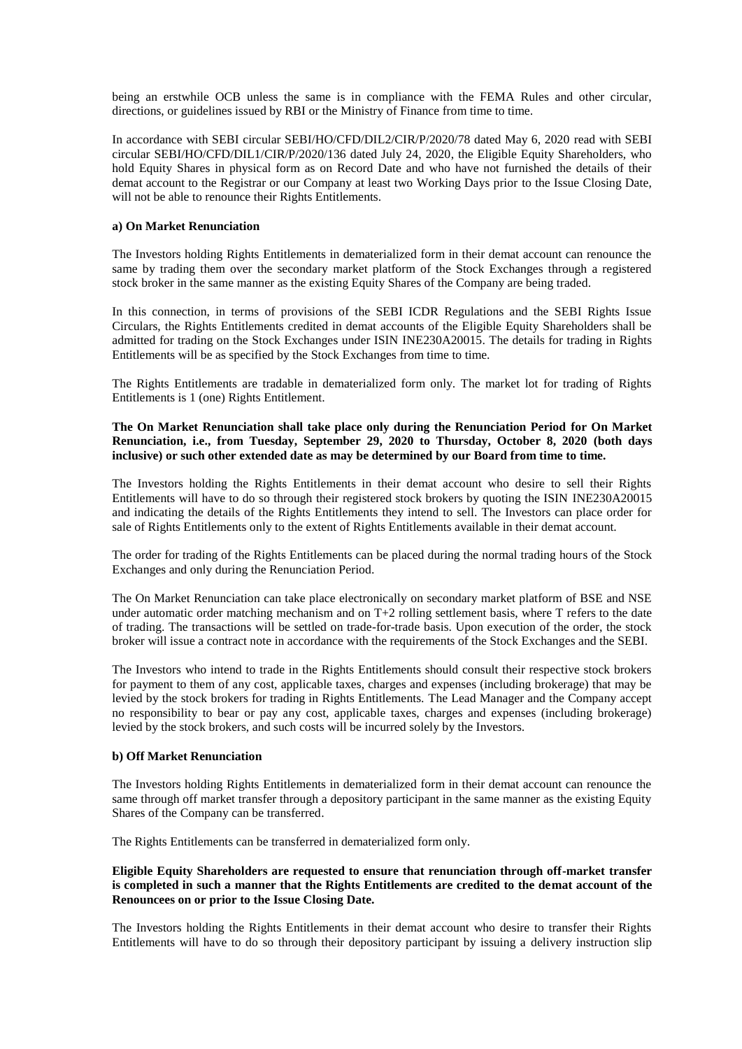being an erstwhile OCB unless the same is in compliance with the FEMA Rules and other circular, directions, or guidelines issued by RBI or the Ministry of Finance from time to time.

In accordance with SEBI circular SEBI/HO/CFD/DIL2/CIR/P/2020/78 dated May 6, 2020 read with SEBI circular SEBI/HO/CFD/DIL1/CIR/P/2020/136 dated July 24, 2020, the Eligible Equity Shareholders, who hold Equity Shares in physical form as on Record Date and who have not furnished the details of their demat account to the Registrar or our Company at least two Working Days prior to the Issue Closing Date, will not be able to renounce their Rights Entitlements.

**a) On Market Renunciation**

The Investors holding Rights Entitlements in dematerialized form in their demat account can renounce the same by trading them over the secondary market platform of the Stock Exchanges through a registered stock broker in the same manner as the existing Equity Shares of the Company are being traded.

In this connection, in terms of provisions of the SEBI ICDR Regulations and the SEBI Rights Issue Circulars, the Rights Entitlements credited in demat accounts of the Eligible Equity Shareholders shall be admitted for trading on the Stock Exchanges under ISIN INE230A20015. The details for trading in Rights Entitlements will be as specified by the Stock Exchanges from time to time.

The Rights Entitlements are tradable in dematerialized form only. The market lot for trading of Rights Entitlements is 1 (one) Rights Entitlement.

**The On Market Renunciation shall take place only during the Renunciation Period for On Market Renunciation, i.e., from Tuesday, September 29, 2020 to Thursday, October 8, 2020 (both days inclusive) or such other extended date as may be determined by our Board from time to time.**

The Investors holding the Rights Entitlements in their demat account who desire to sell their Rights Entitlements will have to do so through their registered stock brokers by quoting the ISIN INE230A20015 and indicating the details of the Rights Entitlements they intend to sell. The Investors can place order for sale of Rights Entitlements only to the extent of Rights Entitlements available in their demat account.

The order for trading of the Rights Entitlements can be placed during the normal trading hours of the Stock Exchanges and only during the Renunciation Period.

The On Market Renunciation can take place electronically on secondary market platform of BSE and NSE under automatic order matching mechanism and on T+2 rolling settlement basis, where T refers to the date of trading. The transactions will be settled on trade-for-trade basis. Upon execution of the order, the stock broker will issue a contract note in accordance with the requirements of the Stock Exchanges and the SEBI.

The Investors who intend to trade in the Rights Entitlements should consult their respective stock brokers for payment to them of any cost, applicable taxes, charges and expenses (including brokerage) that may be levied by the stock brokers for trading in Rights Entitlements. The Lead Manager and the Company accept no responsibility to bear or pay any cost, applicable taxes, charges and expenses (including brokerage) levied by the stock brokers, and such costs will be incurred solely by the Investors.

**b) Off Market Renunciation**

The Investors holding Rights Entitlements in dematerialized form in their demat account can renounce the same through off market transfer through a depository participant in the same manner as the existing Equity Shares of the Company can be transferred.

The Rights Entitlements can be transferred in dematerialized form only.

**Eligible Equity Shareholders are requested to ensure that renunciation through off-market transfer is completed in such a manner that the Rights Entitlements are credited to the demat account of the Renouncees on or prior to the Issue Closing Date.**

The Investors holding the Rights Entitlements in their demat account who desire to transfer their Rights Entitlements will have to do so through their depository participant by issuing a delivery instruction slip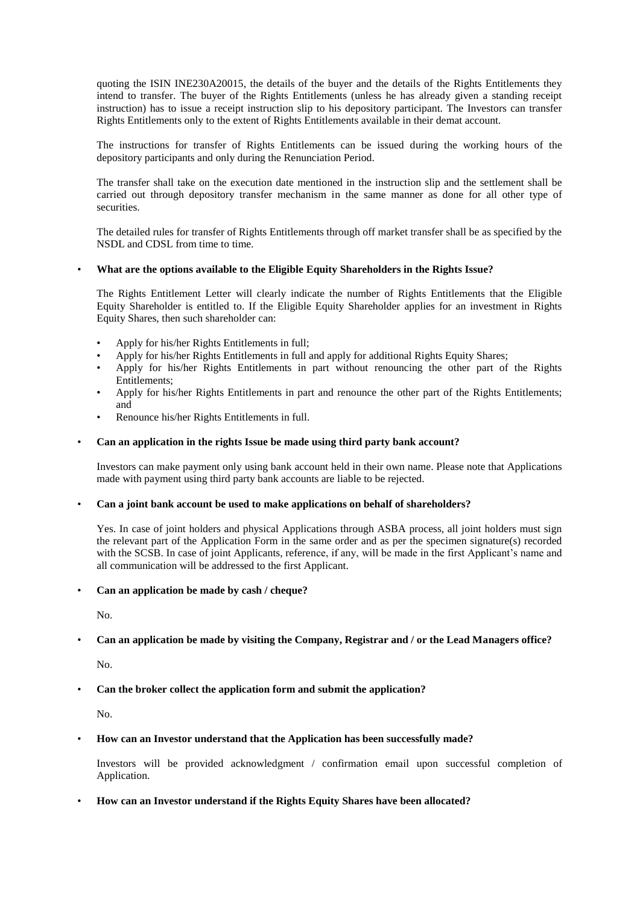quoting the ISIN INE230A20015, the details of the buyer and the details of the Rights Entitlements they intend to transfer. The buyer of the Rights Entitlements (unless he has already given a standing receipt instruction) has to issue a receipt instruction slip to his depository participant. The Investors can transfer Rights Entitlements only to the extent of Rights Entitlements available in their demat account.

The instructions for transfer of Rights Entitlements can be issued during the working hours of the depository participants and only during the Renunciation Period.

The transfer shall take on the execution date mentioned in the instruction slip and the settlement shall be carried out through depository transfer mechanism in the same manner as done for all other type of securities.

The detailed rules for transfer of Rights Entitlements through off market transfer shall be as specified by the NSDL and CDSL from time to time.

- **What are the options available to the Eligible Equity Shareholders in the Rights Issue?**

  The Rights Entitlement Letter will clearly indicate the number of Rights Entitlements that the Eligible Equity Shareholder is entitled to. If the Eligible Equity Shareholder applies for an investment in Rights Equity Shares, then such shareholder can:

  - Apply for his/her Rights Entitlements in full;
  - Apply for his/her Rights Entitlements in full and apply for additional Rights Equity Shares;
  - Apply for his/her Rights Entitlements in part without renouncing the other part of the Rights Entitlements;
  - Apply for his/her Rights Entitlements in part and renounce the other part of the Rights Entitlements; and
  - Renounce his/her Rights Entitlements in full.

- **Can an application in the rights Issue be made using third party bank account?**

  Investors can make payment only using bank account held in their own name. Please note that Applications made with payment using third party bank accounts are liable to be rejected.

- **Can a joint bank account be used to make applications on behalf of shareholders?**

  Yes. In case of joint holders and physical Applications through ASBA process, all joint holders must sign the relevant part of the Application Form in the same order and as per the specimen signature(s) recorded with the SCSB. In case of joint Applicants, reference, if any, will be made in the first Applicant's name and all communication will be addressed to the first Applicant.

- **Can an application be made by cash / cheque?**

  No.

- **Can an application be made by visiting the Company, Registrar and / or the Lead Managers office?**

  No.

- **Can the broker collect the application form and submit the application?**

  No.

- **How can an Investor understand that the Application has been successfully made?**

  Investors will be provided acknowledgment / confirmation email upon successful completion of Application.

- **How can an Investor understand if the Rights Equity Shares have been allocated?**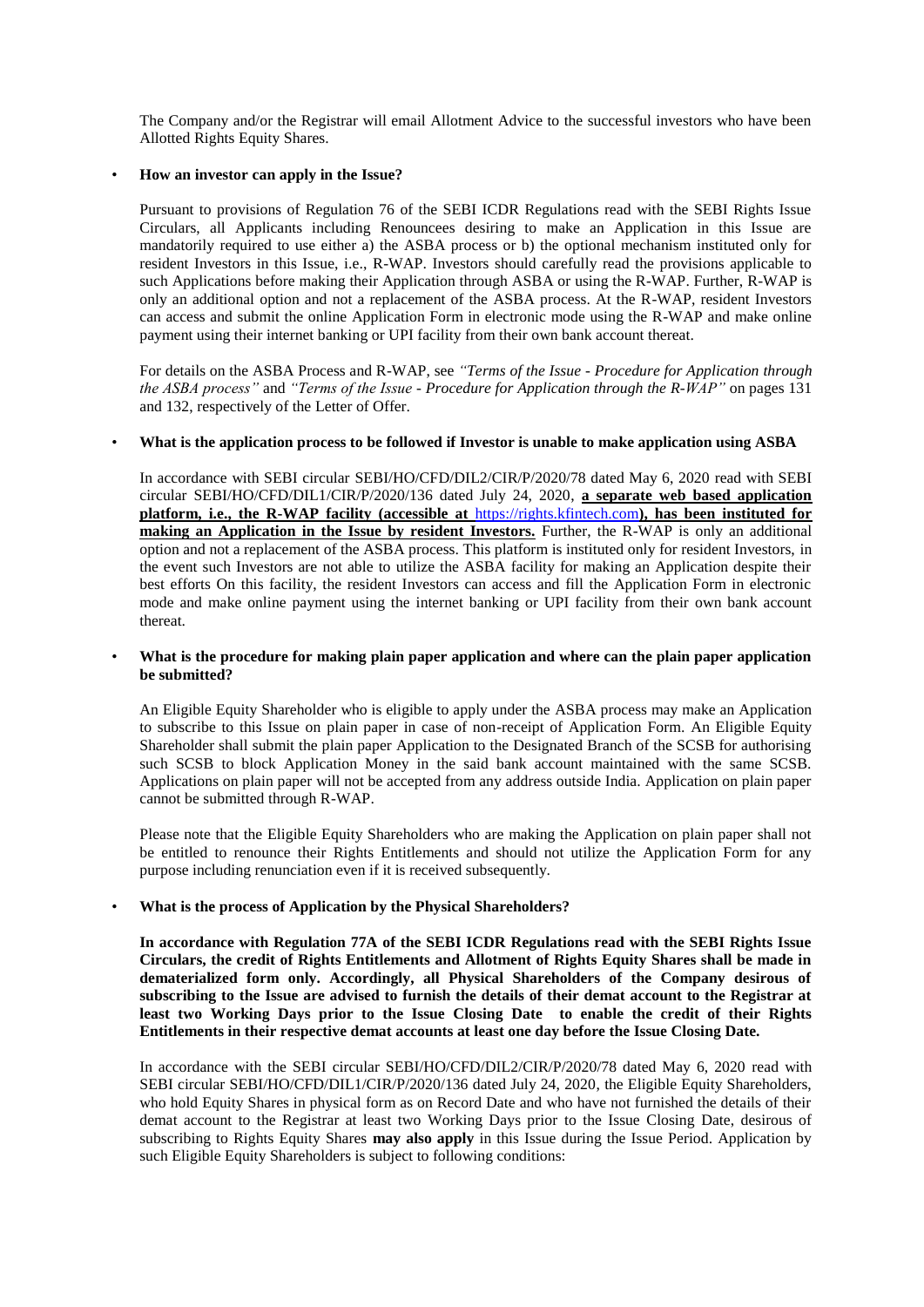The Company and/or the Registrar will email Allotment Advice to the successful investors who have been Allotted Rights Equity Shares.

- **How an investor can apply in the Issue?**

  Pursuant to provisions of Regulation 76 of the SEBI ICDR Regulations read with the SEBI Rights Issue Circulars, all Applicants including Renouncees desiring to make an Application in this Issue are mandatorily required to use either a) the ASBA process or b) the optional mechanism instituted only for resident Investors in this Issue, i.e., R-WAP. Investors should carefully read the provisions applicable to such Applications before making their Application through ASBA or using the R-WAP. Further, R-WAP is only an additional option and not a replacement of the ASBA process. At the R-WAP, resident Investors can access and submit the online Application Form in electronic mode using the R-WAP and make online payment using their internet banking or UPI facility from their own bank account thereat.

  For details on the ASBA Process and R-WAP, see *"Terms of the Issue - Procedure for Application through the ASBA process"* and *"Terms of the Issue - Procedure for Application through the R-WAP"* on pages 131 and 132, respectively of the Letter of Offer.

- **What is the application process to be followed if Investor is unable to make application using ASBA**

  In accordance with SEBI circular SEBI/HO/CFD/DIL2/CIR/P/2020/78 dated May 6, 2020 read with SEBI circular SEBI/HO/CFD/DIL1/CIR/P/2020/136 dated July 24, 2020, **a separate web based application platform, i.e., the R-WAP facility (accessible at https://rights.kfintech.com), has been instituted for making an Application in the Issue by resident Investors.** Further, the R-WAP is only an additional option and not a replacement of the ASBA process. This platform is instituted only for resident Investors, in the event such Investors are not able to utilize the ASBA facility for making an Application despite their best efforts On this facility, the resident Investors can access and fill the Application Form in electronic mode and make online payment using the internet banking or UPI facility from their own bank account thereat.

- **What is the procedure for making plain paper application and where can the plain paper application be submitted?**

  An Eligible Equity Shareholder who is eligible to apply under the ASBA process may make an Application to subscribe to this Issue on plain paper in case of non-receipt of Application Form. An Eligible Equity Shareholder shall submit the plain paper Application to the Designated Branch of the SCSB for authorising such SCSB to block Application Money in the said bank account maintained with the same SCSB. Applications on plain paper will not be accepted from any address outside India. Application on plain paper cannot be submitted through R-WAP.

  Please note that the Eligible Equity Shareholders who are making the Application on plain paper shall not be entitled to renounce their Rights Entitlements and should not utilize the Application Form for any purpose including renunciation even if it is received subsequently.

- **What is the process of Application by the Physical Shareholders?**

  **In accordance with Regulation 77A of the SEBI ICDR Regulations read with the SEBI Rights Issue Circulars, the credit of Rights Entitlements and Allotment of Rights Equity Shares shall be made in dematerialized form only. Accordingly, all Physical Shareholders of the Company desirous of subscribing to the Issue are advised to furnish the details of their demat account to the Registrar at least two Working Days prior to the Issue Closing Date to enable the credit of their Rights Entitlements in their respective demat accounts at least one day before the Issue Closing Date.**

  In accordance with the SEBI circular SEBI/HO/CFD/DIL2/CIR/P/2020/78 dated May 6, 2020 read with SEBI circular SEBI/HO/CFD/DIL1/CIR/P/2020/136 dated July 24, 2020, the Eligible Equity Shareholders, who hold Equity Shares in physical form as on Record Date and who have not furnished the details of their demat account to the Registrar at least two Working Days prior to the Issue Closing Date, desirous of subscribing to Rights Equity Shares **may also apply** in this Issue during the Issue Period. Application by such Eligible Equity Shareholders is subject to following conditions: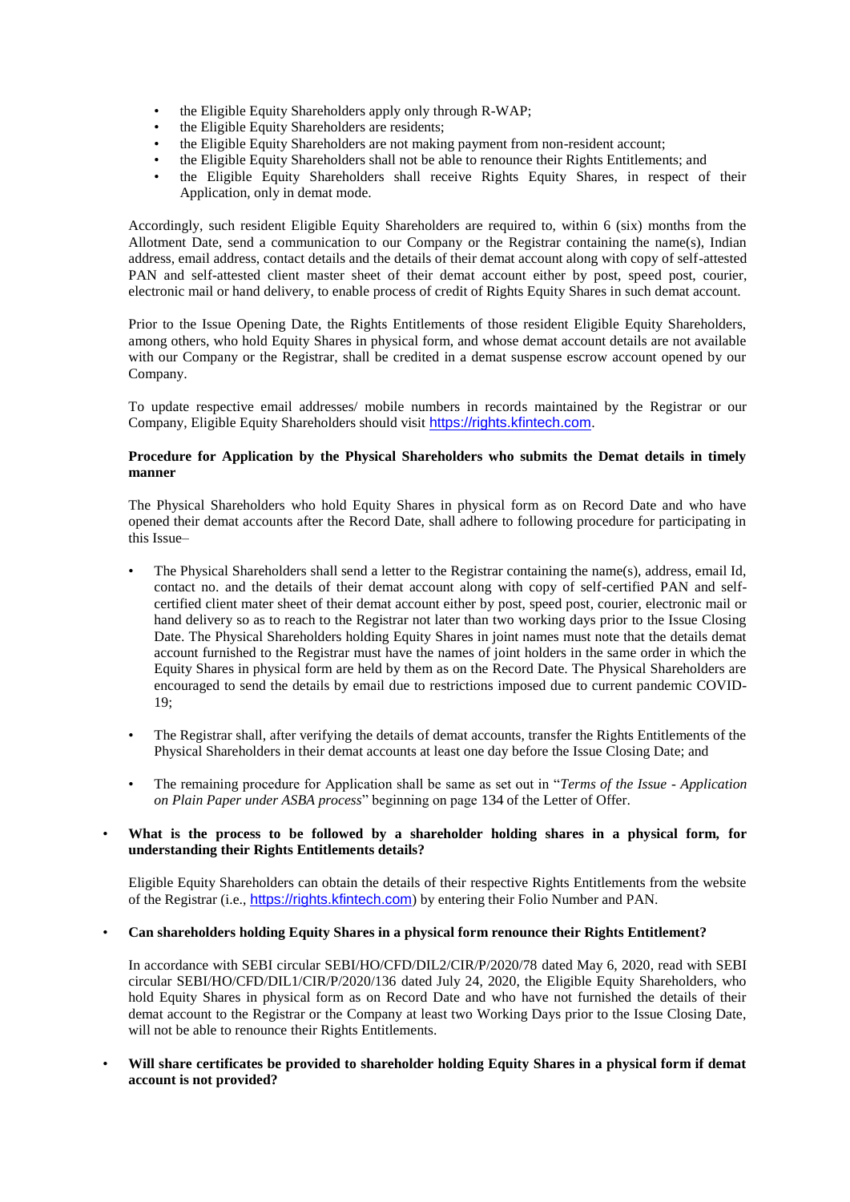- the Eligible Equity Shareholders apply only through R-WAP;
- the Eligible Equity Shareholders are residents;
- the Eligible Equity Shareholders are not making payment from non-resident account;
- the Eligible Equity Shareholders shall not be able to renounce their Rights Entitlements; and
- the Eligible Equity Shareholders shall receive Rights Equity Shares, in respect of their Application, only in demat mode.

Accordingly, such resident Eligible Equity Shareholders are required to, within 6 (six) months from the Allotment Date, send a communication to our Company or the Registrar containing the name(s), Indian address, email address, contact details and the details of their demat account along with copy of self-attested PAN and self-attested client master sheet of their demat account either by post, speed post, courier, electronic mail or hand delivery, to enable process of credit of Rights Equity Shares in such demat account.

Prior to the Issue Opening Date, the Rights Entitlements of those resident Eligible Equity Shareholders, among others, who hold Equity Shares in physical form, and whose demat account details are not available with our Company or the Registrar, shall be credited in a demat suspense escrow account opened by our Company.

To update respective email addresses/ mobile numbers in records maintained by the Registrar or our Company, Eligible Equity Shareholders should visit https://rights.kfintech.com.

**Procedure for Application by the Physical Shareholders who submits the Demat details in timely manner**

The Physical Shareholders who hold Equity Shares in physical form as on Record Date and who have opened their demat accounts after the Record Date, shall adhere to following procedure for participating in this Issue–

- The Physical Shareholders shall send a letter to the Registrar containing the name(s), address, email Id, contact no. and the details of their demat account along with copy of self-certified PAN and self-certified client mater sheet of their demat account either by post, speed post, courier, electronic mail or hand delivery so as to reach to the Registrar not later than two working days prior to the Issue Closing Date. The Physical Shareholders holding Equity Shares in joint names must note that the details demat account furnished to the Registrar must have the names of joint holders in the same order in which the Equity Shares in physical form are held by them as on the Record Date. The Physical Shareholders are encouraged to send the details by email due to restrictions imposed due to current pandemic COVID-19;

- The Registrar shall, after verifying the details of demat accounts, transfer the Rights Entitlements of the Physical Shareholders in their demat accounts at least one day before the Issue Closing Date; and

- The remaining procedure for Application shall be same as set out in "*Terms of the Issue - Application on Plain Paper under ASBA process*" beginning on page 134 of the Letter of Offer.

- **What is the process to be followed by a shareholder holding shares in a physical form, for understanding their Rights Entitlements details?**

  Eligible Equity Shareholders can obtain the details of their respective Rights Entitlements from the website of the Registrar (i.e., https://rights.kfintech.com) by entering their Folio Number and PAN.

- **Can shareholders holding Equity Shares in a physical form renounce their Rights Entitlement?**

  In accordance with SEBI circular SEBI/HO/CFD/DIL2/CIR/P/2020/78 dated May 6, 2020, read with SEBI circular SEBI/HO/CFD/DIL1/CIR/P/2020/136 dated July 24, 2020, the Eligible Equity Shareholders, who hold Equity Shares in physical form as on Record Date and who have not furnished the details of their demat account to the Registrar or the Company at least two Working Days prior to the Issue Closing Date, will not be able to renounce their Rights Entitlements.

- **Will share certificates be provided to shareholder holding Equity Shares in a physical form if demat account is not provided?**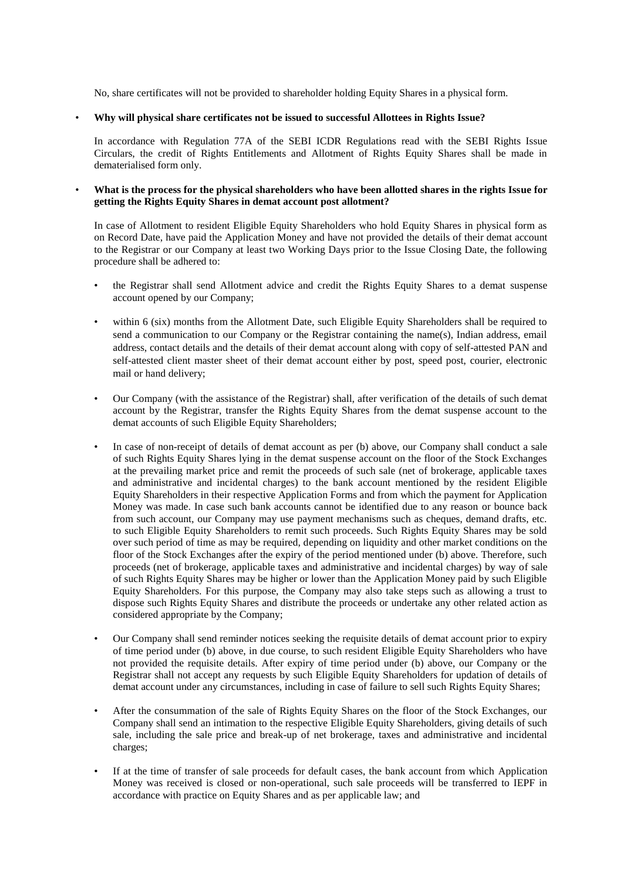No, share certificates will not be provided to shareholder holding Equity Shares in a physical form.

- **Why will physical share certificates not be issued to successful Allottees in Rights Issue?**

  In accordance with Regulation 77A of the SEBI ICDR Regulations read with the SEBI Rights Issue Circulars, the credit of Rights Entitlements and Allotment of Rights Equity Shares shall be made in dematerialised form only.

- **What is the process for the physical shareholders who have been allotted shares in the rights Issue for getting the Rights Equity Shares in demat account post allotment?**

  In case of Allotment to resident Eligible Equity Shareholders who hold Equity Shares in physical form as on Record Date, have paid the Application Money and have not provided the details of their demat account to the Registrar or our Company at least two Working Days prior to the Issue Closing Date, the following procedure shall be adhered to:

  - the Registrar shall send Allotment advice and credit the Rights Equity Shares to a demat suspense account opened by our Company;

  - within 6 (six) months from the Allotment Date, such Eligible Equity Shareholders shall be required to send a communication to our Company or the Registrar containing the name(s), Indian address, email address, contact details and the details of their demat account along with copy of self-attested PAN and self-attested client master sheet of their demat account either by post, speed post, courier, electronic mail or hand delivery;

  - Our Company (with the assistance of the Registrar) shall, after verification of the details of such demat account by the Registrar, transfer the Rights Equity Shares from the demat suspense account to the demat accounts of such Eligible Equity Shareholders;

  - In case of non-receipt of details of demat account as per (b) above, our Company shall conduct a sale of such Rights Equity Shares lying in the demat suspense account on the floor of the Stock Exchanges at the prevailing market price and remit the proceeds of such sale (net of brokerage, applicable taxes and administrative and incidental charges) to the bank account mentioned by the resident Eligible Equity Shareholders in their respective Application Forms and from which the payment for Application Money was made. In case such bank accounts cannot be identified due to any reason or bounce back from such account, our Company may use payment mechanisms such as cheques, demand drafts, etc. to such Eligible Equity Shareholders to remit such proceeds. Such Rights Equity Shares may be sold over such period of time as may be required, depending on liquidity and other market conditions on the floor of the Stock Exchanges after the expiry of the period mentioned under (b) above. Therefore, such proceeds (net of brokerage, applicable taxes and administrative and incidental charges) by way of sale of such Rights Equity Shares may be higher or lower than the Application Money paid by such Eligible Equity Shareholders. For this purpose, the Company may also take steps such as allowing a trust to dispose such Rights Equity Shares and distribute the proceeds or undertake any other related action as considered appropriate by the Company;

  - Our Company shall send reminder notices seeking the requisite details of demat account prior to expiry of time period under (b) above, in due course, to such resident Eligible Equity Shareholders who have not provided the requisite details. After expiry of time period under (b) above, our Company or the Registrar shall not accept any requests by such Eligible Equity Shareholders for updation of details of demat account under any circumstances, including in case of failure to sell such Rights Equity Shares;

  - After the consummation of the sale of Rights Equity Shares on the floor of the Stock Exchanges, our Company shall send an intimation to the respective Eligible Equity Shareholders, giving details of such sale, including the sale price and break-up of net brokerage, taxes and administrative and incidental charges;

  - If at the time of transfer of sale proceeds for default cases, the bank account from which Application Money was received is closed or non-operational, such sale proceeds will be transferred to IEPF in accordance with practice on Equity Shares and as per applicable law; and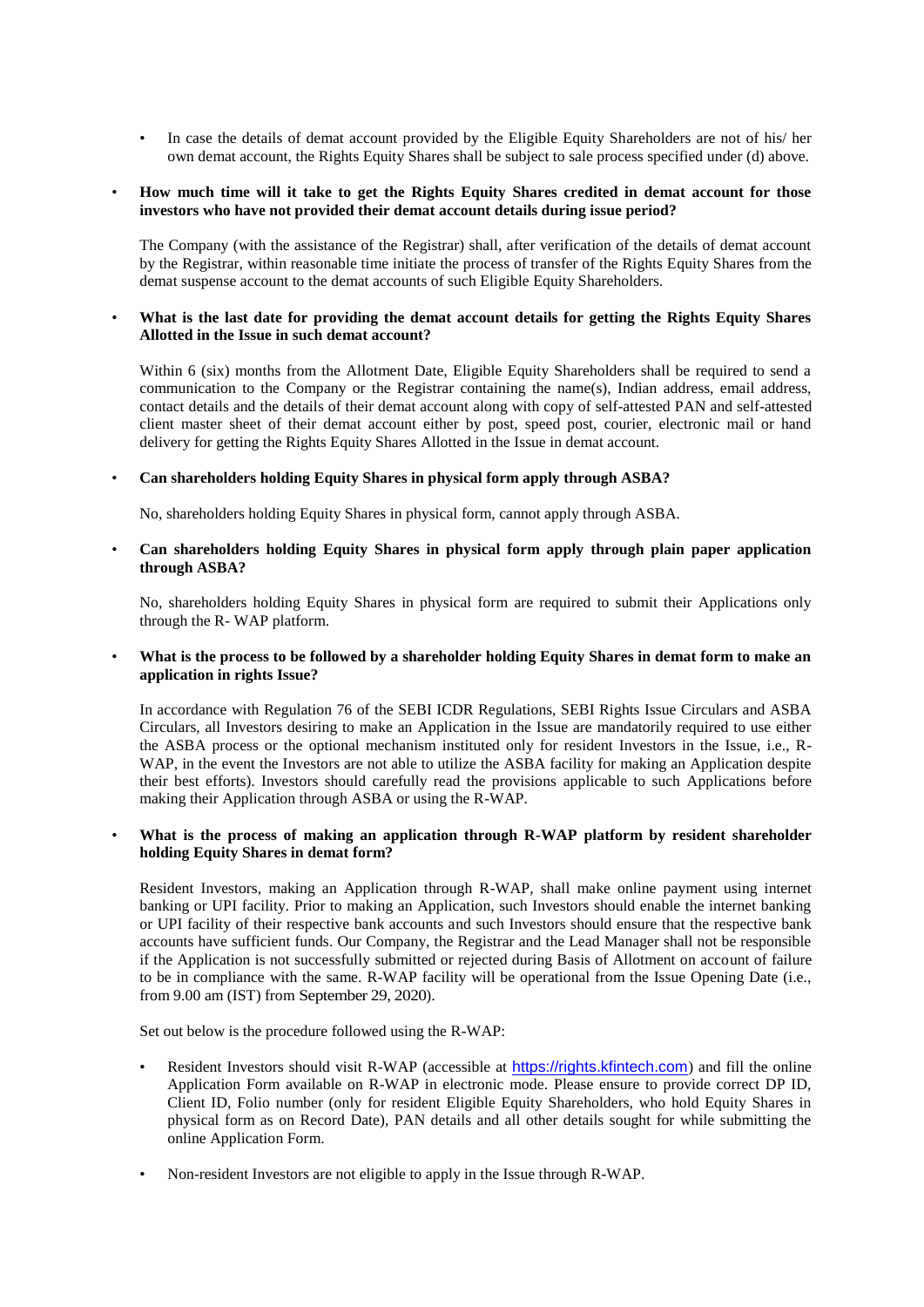- In case the details of demat account provided by the Eligible Equity Shareholders are not of his/ her own demat account, the Rights Equity Shares shall be subject to sale process specified under (d) above.

- **How much time will it take to get the Rights Equity Shares credited in demat account for those investors who have not provided their demat account details during issue period?**

  The Company (with the assistance of the Registrar) shall, after verification of the details of demat account by the Registrar, within reasonable time initiate the process of transfer of the Rights Equity Shares from the demat suspense account to the demat accounts of such Eligible Equity Shareholders.

- **What is the last date for providing the demat account details for getting the Rights Equity Shares Allotted in the Issue in such demat account?**

  Within 6 (six) months from the Allotment Date, Eligible Equity Shareholders shall be required to send a communication to the Company or the Registrar containing the name(s), Indian address, email address, contact details and the details of their demat account along with copy of self-attested PAN and self-attested client master sheet of their demat account either by post, speed post, courier, electronic mail or hand delivery for getting the Rights Equity Shares Allotted in the Issue in demat account.

- **Can shareholders holding Equity Shares in physical form apply through ASBA?**

  No, shareholders holding Equity Shares in physical form, cannot apply through ASBA.

- **Can shareholders holding Equity Shares in physical form apply through plain paper application through ASBA?**

  No, shareholders holding Equity Shares in physical form are required to submit their Applications only through the R- WAP platform.

- **What is the process to be followed by a shareholder holding Equity Shares in demat form to make an application in rights Issue?**

  In accordance with Regulation 76 of the SEBI ICDR Regulations, SEBI Rights Issue Circulars and ASBA Circulars, all Investors desiring to make an Application in the Issue are mandatorily required to use either the ASBA process or the optional mechanism instituted only for resident Investors in the Issue, i.e., R-WAP, in the event the Investors are not able to utilize the ASBA facility for making an Application despite their best efforts). Investors should carefully read the provisions applicable to such Applications before making their Application through ASBA or using the R-WAP.

- **What is the process of making an application through R-WAP platform by resident shareholder holding Equity Shares in demat form?**

  Resident Investors, making an Application through R-WAP, shall make online payment using internet banking or UPI facility. Prior to making an Application, such Investors should enable the internet banking or UPI facility of their respective bank accounts and such Investors should ensure that the respective bank accounts have sufficient funds. Our Company, the Registrar and the Lead Manager shall not be responsible if the Application is not successfully submitted or rejected during Basis of Allotment on account of failure to be in compliance with the same. R-WAP facility will be operational from the Issue Opening Date (i.e., from 9.00 am (IST) from September 29, 2020).

  Set out below is the procedure followed using the R-WAP:

  - Resident Investors should visit R-WAP (accessible at https://rights.kfintech.com) and fill the online Application Form available on R-WAP in electronic mode. Please ensure to provide correct DP ID, Client ID, Folio number (only for resident Eligible Equity Shareholders, who hold Equity Shares in physical form as on Record Date), PAN details and all other details sought for while submitting the online Application Form.

  - Non-resident Investors are not eligible to apply in the Issue through R-WAP.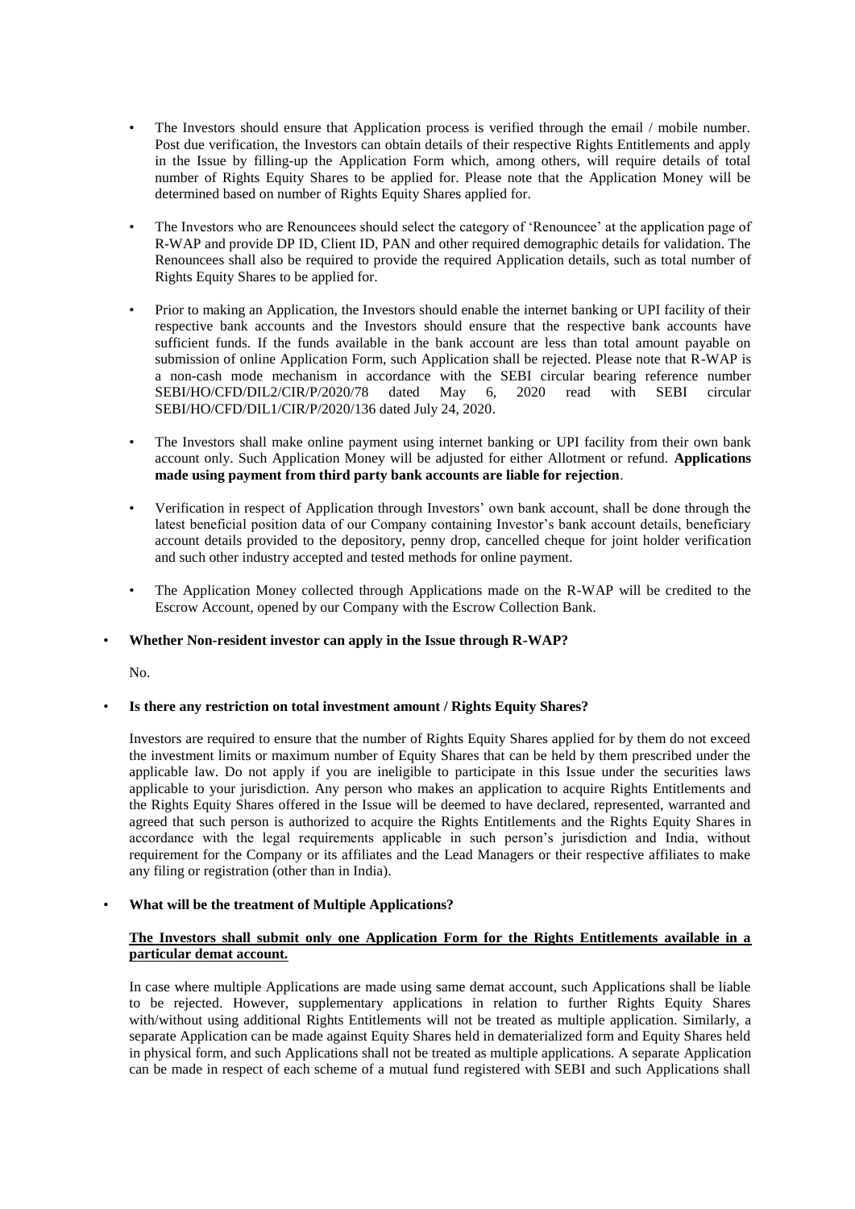- The Investors should ensure that Application process is verified through the email / mobile number. Post due verification, the Investors can obtain details of their respective Rights Entitlements and apply in the Issue by filling-up the Application Form which, among others, will require details of total number of Rights Equity Shares to be applied for. Please note that the Application Money will be determined based on number of Rights Equity Shares applied for.

- The Investors who are Renouncees should select the category of 'Renouncee' at the application page of R-WAP and provide DP ID, Client ID, PAN and other required demographic details for validation. The Renouncees shall also be required to provide the required Application details, such as total number of Rights Equity Shares to be applied for.

- Prior to making an Application, the Investors should enable the internet banking or UPI facility of their respective bank accounts and the Investors should ensure that the respective bank accounts have sufficient funds. If the funds available in the bank account are less than total amount payable on submission of online Application Form, such Application shall be rejected. Please note that R-WAP is a non-cash mode mechanism in accordance with the SEBI circular bearing reference number SEBI/HO/CFD/DIL2/CIR/P/2020/78 dated May 6, 2020 read with SEBI circular SEBI/HO/CFD/DIL1/CIR/P/2020/136 dated July 24, 2020.

- The Investors shall make online payment using internet banking or UPI facility from their own bank account only. Such Application Money will be adjusted for either Allotment or refund. **Applications made using payment from third party bank accounts are liable for rejection**.

- Verification in respect of Application through Investors' own bank account, shall be done through the latest beneficial position data of our Company containing Investor's bank account details, beneficiary account details provided to the depository, penny drop, cancelled cheque for joint holder verification and such other industry accepted and tested methods for online payment.

- The Application Money collected through Applications made on the R-WAP will be credited to the Escrow Account, opened by our Company with the Escrow Collection Bank.

- **Whether Non-resident investor can apply in the Issue through R-WAP?**

  No.

- **Is there any restriction on total investment amount / Rights Equity Shares?**

  Investors are required to ensure that the number of Rights Equity Shares applied for by them do not exceed the investment limits or maximum number of Equity Shares that can be held by them prescribed under the applicable law. Do not apply if you are ineligible to participate in this Issue under the securities laws applicable to your jurisdiction. Any person who makes an application to acquire Rights Entitlements and the Rights Equity Shares offered in the Issue will be deemed to have declared, represented, warranted and agreed that such person is authorized to acquire the Rights Entitlements and the Rights Equity Shares in accordance with the legal requirements applicable in such person's jurisdiction and India, without requirement for the Company or its affiliates and the Lead Managers or their respective affiliates to make any filing or registration (other than in India).

- **What will be the treatment of Multiple Applications?**

  **The Investors shall submit only one Application Form for the Rights Entitlements available in a particular demat account.**

  In case where multiple Applications are made using same demat account, such Applications shall be liable to be rejected. However, supplementary applications in relation to further Rights Equity Shares with/without using additional Rights Entitlements will not be treated as multiple application. Similarly, a separate Application can be made against Equity Shares held in dematerialized form and Equity Shares held in physical form, and such Applications shall not be treated as multiple applications. A separate Application can be made in respect of each scheme of a mutual fund registered with SEBI and such Applications shall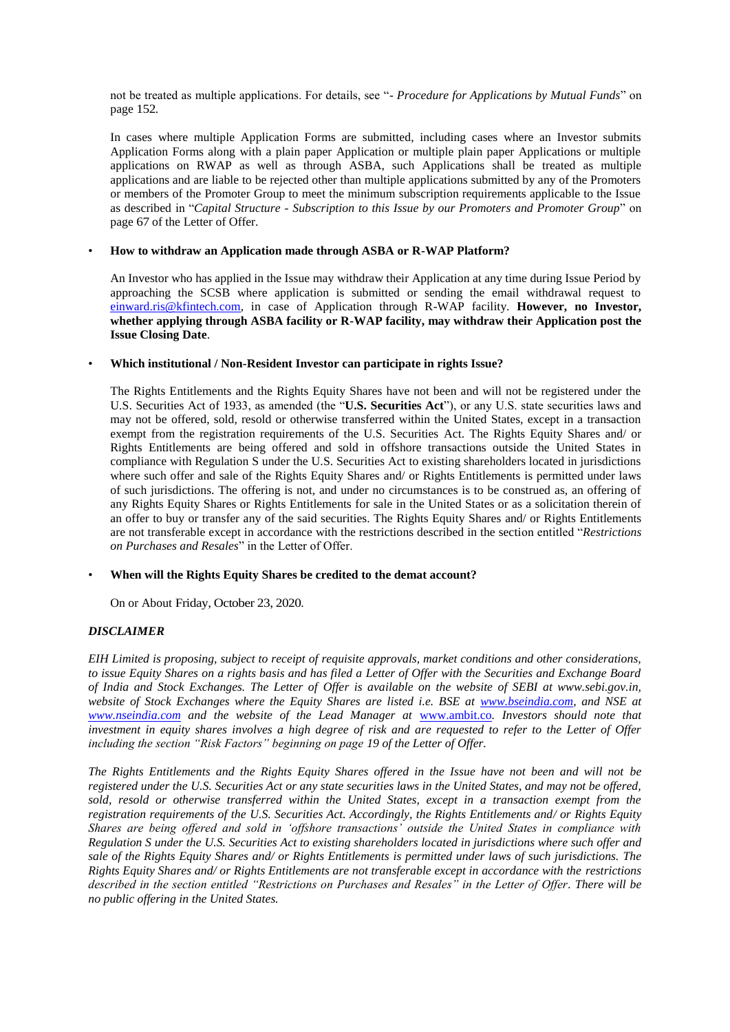not be treated as multiple applications. For details, see "*- Procedure for Applications by Mutual Funds*" on page 152.

In cases where multiple Application Forms are submitted, including cases where an Investor submits Application Forms along with a plain paper Application or multiple plain paper Applications or multiple applications on RWAP as well as through ASBA, such Applications shall be treated as multiple applications and are liable to be rejected other than multiple applications submitted by any of the Promoters or members of the Promoter Group to meet the minimum subscription requirements applicable to the Issue as described in "*Capital Structure - Subscription to this Issue by our Promoters and Promoter Group*" on page 67 of the Letter of Offer.

- **How to withdraw an Application made through ASBA or R-WAP Platform?**

  An Investor who has applied in the Issue may withdraw their Application at any time during Issue Period by approaching the SCSB where application is submitted or sending the email withdrawal request to einward.ris@kfintech.com, in case of Application through R-WAP facility. **However, no Investor, whether applying through ASBA facility or R-WAP facility, may withdraw their Application post the Issue Closing Date**.

- **Which institutional / Non-Resident Investor can participate in rights Issue?**

  The Rights Entitlements and the Rights Equity Shares have not been and will not be registered under the U.S. Securities Act of 1933, as amended (the "**U.S. Securities Act**"), or any U.S. state securities laws and may not be offered, sold, resold or otherwise transferred within the United States, except in a transaction exempt from the registration requirements of the U.S. Securities Act. The Rights Equity Shares and/ or Rights Entitlements are being offered and sold in offshore transactions outside the United States in compliance with Regulation S under the U.S. Securities Act to existing shareholders located in jurisdictions where such offer and sale of the Rights Equity Shares and/ or Rights Entitlements is permitted under laws of such jurisdictions. The offering is not, and under no circumstances is to be construed as, an offering of any Rights Equity Shares or Rights Entitlements for sale in the United States or as a solicitation therein of an offer to buy or transfer any of the said securities. The Rights Equity Shares and/ or Rights Entitlements are not transferable except in accordance with the restrictions described in the section entitled "*Restrictions on Purchases and Resales*" in the Letter of Offer.

- **When will the Rights Equity Shares be credited to the demat account?**

  On or About Friday, October 23, 2020.

***DISCLAIMER***

*EIH Limited is proposing, subject to receipt of requisite approvals, market conditions and other considerations, to issue Equity Shares on a rights basis and has filed a Letter of Offer with the Securities and Exchange Board of India and Stock Exchanges. The Letter of Offer is available on the website of SEBI at www.sebi.gov.in, website of Stock Exchanges where the Equity Shares are listed i.e. BSE at www.bseindia.com, and NSE at www.nseindia.com and the website of the Lead Manager at* www.ambit.co*. Investors should note that investment in equity shares involves a high degree of risk and are requested to refer to the Letter of Offer including the section "Risk Factors" beginning on page 19 of the Letter of Offer.*

*The Rights Entitlements and the Rights Equity Shares offered in the Issue have not been and will not be registered under the U.S. Securities Act or any state securities laws in the United States, and may not be offered, sold, resold or otherwise transferred within the United States, except in a transaction exempt from the registration requirements of the U.S. Securities Act. Accordingly, the Rights Entitlements and/ or Rights Equity Shares are being offered and sold in 'offshore transactions' outside the United States in compliance with Regulation S under the U.S. Securities Act to existing shareholders located in jurisdictions where such offer and sale of the Rights Equity Shares and/ or Rights Entitlements is permitted under laws of such jurisdictions. The Rights Equity Shares and/ or Rights Entitlements are not transferable except in accordance with the restrictions described in the section entitled "Restrictions on Purchases and Resales" in the Letter of Offer. There will be no public offering in the United States.*